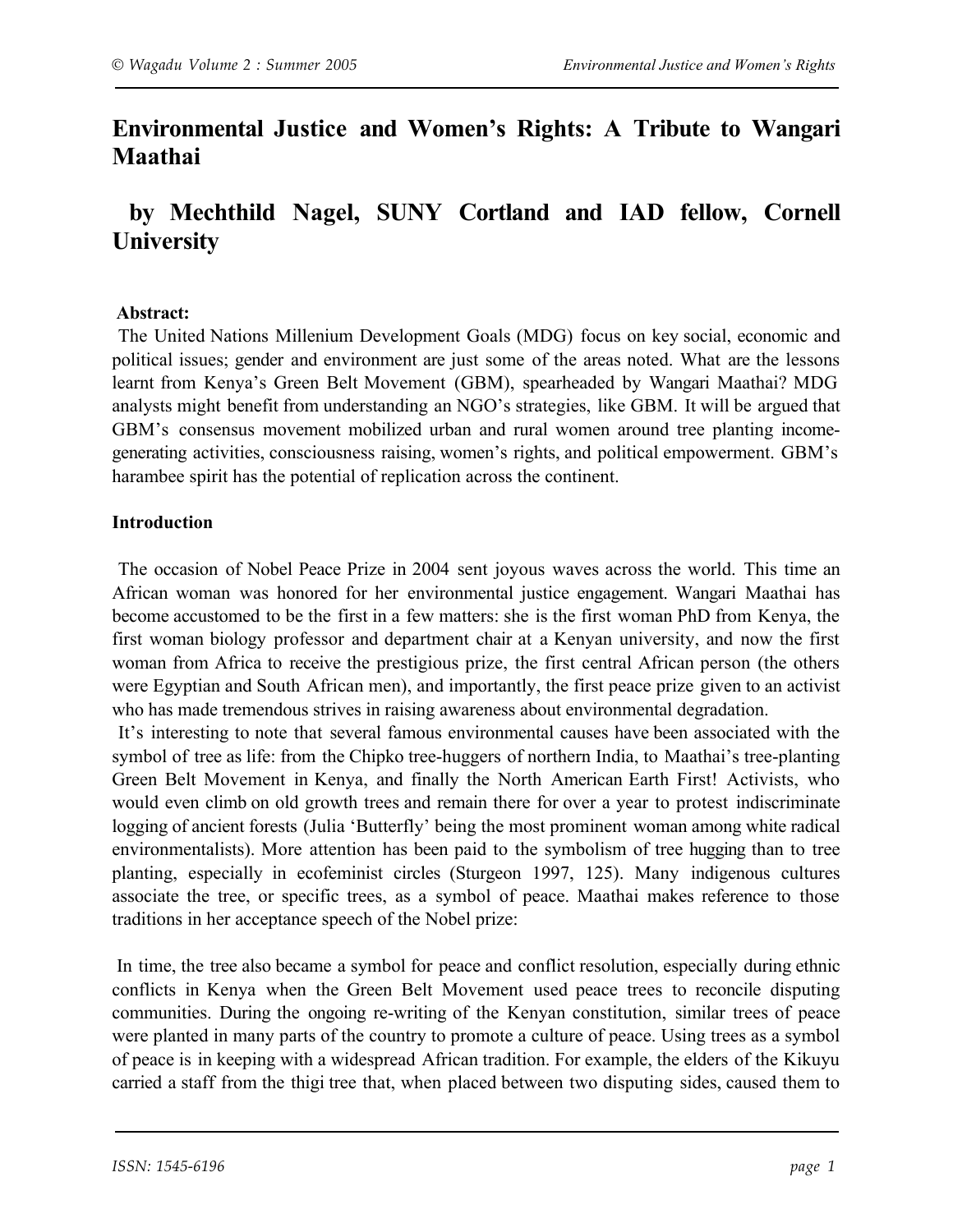# Environmental Justice and Women's Rights: A Tribute to Wangari Maathai

## by Mechthild Nagel, SUNY Cortland and IAD fellow, Cornell University

**Abstract:**

The United Nations Millenium Development Goals (MDG) focus on key social, economic and political issues; gender and environment are just some of the areas noted. What are the lessons learnt from Kenya's Green Belt Movement (GBM), spearheaded by Wangari Maathai? MDG analysts might benefit from understanding an NGO's strategies, like GBM. It will be argued that GBM's consensus movement mobilized urban and rural women around tree planting income-generating activities, consciousness raising, women's rights, and political empowerment. GBM's harambee spirit has the potential of replication across the continent.

**Introduction**

The occasion of Nobel Peace Prize in 2004 sent joyous waves across the world. This time an African woman was honored for her environmental justice engagement. Wangari Maathai has become accustomed to be the first in a few matters: she is the first woman PhD from Kenya, the first woman biology professor and department chair at a Kenyan university, and now the first woman from Africa to receive the prestigious prize, the first central African person (the others were Egyptian and South African men), and importantly, the first peace prize given to an activist who has made tremendous strives in raising awareness about environmental degradation.

It's interesting to note that several famous environmental causes have been associated with the symbol of tree as life: from the Chipko tree-huggers of northern India, to Maathai's tree-planting Green Belt Movement in Kenya, and finally the North American Earth First! Activists, who would even climb on old growth trees and remain there for over a year to protest indiscriminate logging of ancient forests (Julia 'Butterfly' being the most prominent woman among white radical environmentalists). More attention has been paid to the symbolism of tree hugging than to tree planting, especially in ecofeminist circles (Sturgeon 1997, 125). Many indigenous cultures associate the tree, or specific trees, as a symbol of peace. Maathai makes reference to those traditions in her acceptance speech of the Nobel prize:

In time, the tree also became a symbol for peace and conflict resolution, especially during ethnic conflicts in Kenya when the Green Belt Movement used peace trees to reconcile disputing communities. During the ongoing re-writing of the Kenyan constitution, similar trees of peace were planted in many parts of the country to promote a culture of peace. Using trees as a symbol of peace is in keeping with a widespread African tradition. For example, the elders of the Kikuyu carried a staff from the thigi tree that, when placed between two disputing sides, caused them to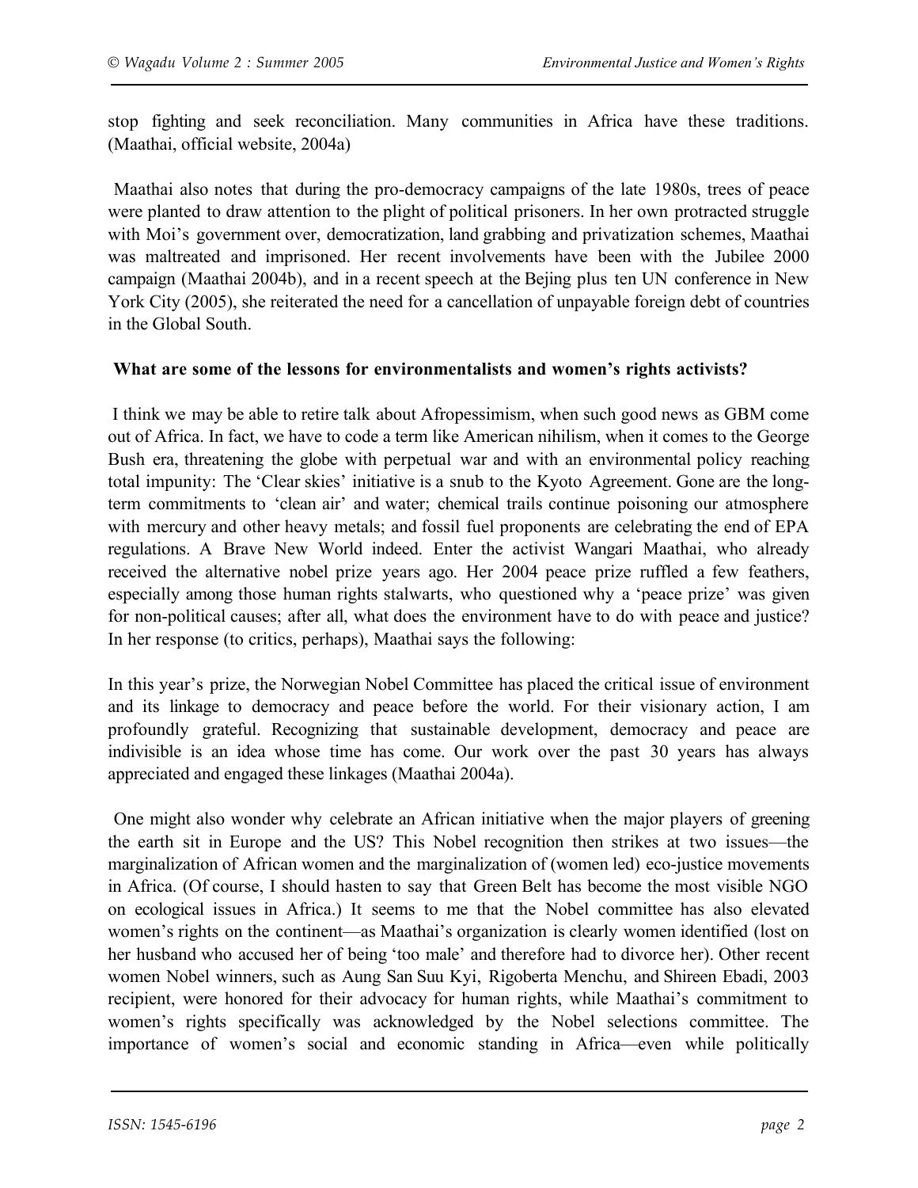stop fighting and seek reconciliation. Many communities in Africa have these traditions. (Maathai, official website, 2004a)

Maathai also notes that during the pro-democracy campaigns of the late 1980s, trees of peace were planted to draw attention to the plight of political prisoners. In her own protracted struggle with Moi's government over, democratization, land grabbing and privatization schemes, Maathai was maltreated and imprisoned. Her recent involvements have been with the Jubilee 2000 campaign (Maathai 2004b), and in a recent speech at the Bejing plus ten UN conference in New York City (2005), she reiterated the need for a cancellation of unpayable foreign debt of countries in the Global South.

**What are some of the lessons for environmentalists and women's rights activists?**

I think we may be able to retire talk about Afropessimism, when such good news as GBM come out of Africa. In fact, we have to code a term like American nihilism, when it comes to the George Bush era, threatening the globe with perpetual war and with an environmental policy reaching total impunity: The 'Clear skies' initiative is a snub to the Kyoto Agreement. Gone are the long-term commitments to 'clean air' and water; chemical trails continue poisoning our atmosphere with mercury and other heavy metals; and fossil fuel proponents are celebrating the end of EPA regulations. A Brave New World indeed. Enter the activist Wangari Maathai, who already received the alternative nobel prize years ago. Her 2004 peace prize ruffled a few feathers, especially among those human rights stalwarts, who questioned why a 'peace prize' was given for non-political causes; after all, what does the environment have to do with peace and justice? In her response (to critics, perhaps), Maathai says the following:

In this year's prize, the Norwegian Nobel Committee has placed the critical issue of environment and its linkage to democracy and peace before the world. For their visionary action, I am profoundly grateful. Recognizing that sustainable development, democracy and peace are indivisible is an idea whose time has come. Our work over the past 30 years has always appreciated and engaged these linkages (Maathai 2004a).

One might also wonder why celebrate an African initiative when the major players of greening the earth sit in Europe and the US? This Nobel recognition then strikes at two issues—the marginalization of African women and the marginalization of (women led) eco-justice movements in Africa. (Of course, I should hasten to say that Green Belt has become the most visible NGO on ecological issues in Africa.) It seems to me that the Nobel committee has also elevated women's rights on the continent—as Maathai's organization is clearly women identified (lost on her husband who accused her of being 'too male' and therefore had to divorce her). Other recent women Nobel winners, such as Aung San Suu Kyi, Rigoberta Menchu, and Shireen Ebadi, 2003 recipient, were honored for their advocacy for human rights, while Maathai's commitment to women's rights specifically was acknowledged by the Nobel selections committee. The importance of women's social and economic standing in Africa—even while politically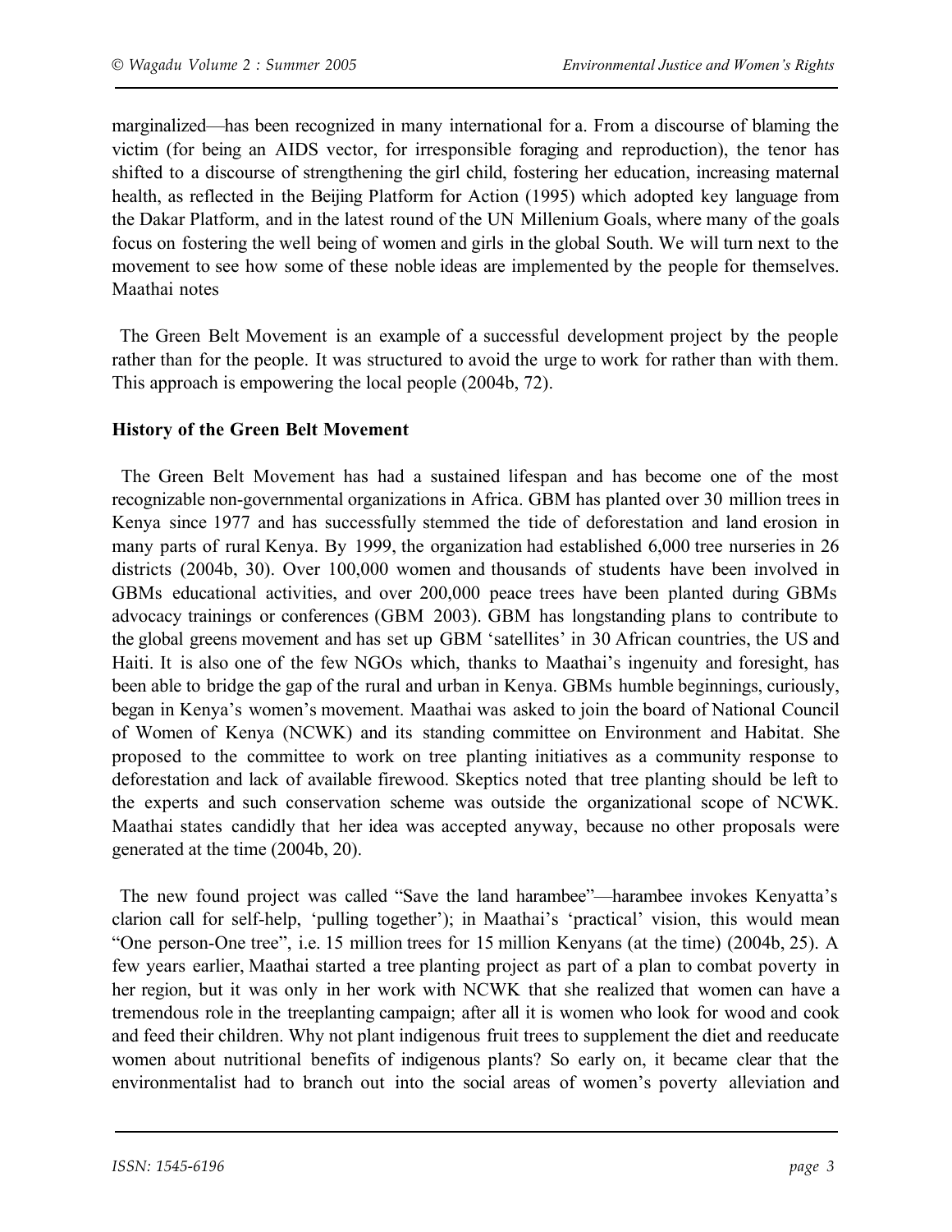marginalized—has been recognized in many international for a. From a discourse of blaming the victim (for being an AIDS vector, for irresponsible foraging and reproduction), the tenor has shifted to a discourse of strengthening the girl child, fostering her education, increasing maternal health, as reflected in the Beijing Platform for Action (1995) which adopted key language from the Dakar Platform, and in the latest round of the UN Millenium Goals, where many of the goals focus on fostering the well being of women and girls in the global South. We will turn next to the movement to see how some of these noble ideas are implemented by the people for themselves. Maathai notes

The Green Belt Movement is an example of a successful development project by the people rather than for the people. It was structured to avoid the urge to work for rather than with them. This approach is empowering the local people (2004b, 72).

**History of the Green Belt Movement**

The Green Belt Movement has had a sustained lifespan and has become one of the most recognizable non-governmental organizations in Africa. GBM has planted over 30 million trees in Kenya since 1977 and has successfully stemmed the tide of deforestation and land erosion in many parts of rural Kenya. By 1999, the organization had established 6,000 tree nurseries in 26 districts (2004b, 30). Over 100,000 women and thousands of students have been involved in GBMs educational activities, and over 200,000 peace trees have been planted during GBMs advocacy trainings or conferences (GBM 2003). GBM has longstanding plans to contribute to the global greens movement and has set up GBM 'satellites' in 30 African countries, the US and Haiti. It is also one of the few NGOs which, thanks to Maathai's ingenuity and foresight, has been able to bridge the gap of the rural and urban in Kenya. GBMs humble beginnings, curiously, began in Kenya's women's movement. Maathai was asked to join the board of National Council of Women of Kenya (NCWK) and its standing committee on Environment and Habitat. She proposed to the committee to work on tree planting initiatives as a community response to deforestation and lack of available firewood. Skeptics noted that tree planting should be left to the experts and such conservation scheme was outside the organizational scope of NCWK. Maathai states candidly that her idea was accepted anyway, because no other proposals were generated at the time (2004b, 20).

The new found project was called "Save the land harambee"—harambee invokes Kenyatta's clarion call for self-help, 'pulling together'); in Maathai's 'practical' vision, this would mean "One person-One tree", i.e. 15 million trees for 15 million Kenyans (at the time) (2004b, 25). A few years earlier, Maathai started a tree planting project as part of a plan to combat poverty in her region, but it was only in her work with NCWK that she realized that women can have a tremendous role in the treeplanting campaign; after all it is women who look for wood and cook and feed their children. Why not plant indigenous fruit trees to supplement the diet and reeducate women about nutritional benefits of indigenous plants? So early on, it became clear that the environmentalist had to branch out into the social areas of women's poverty alleviation and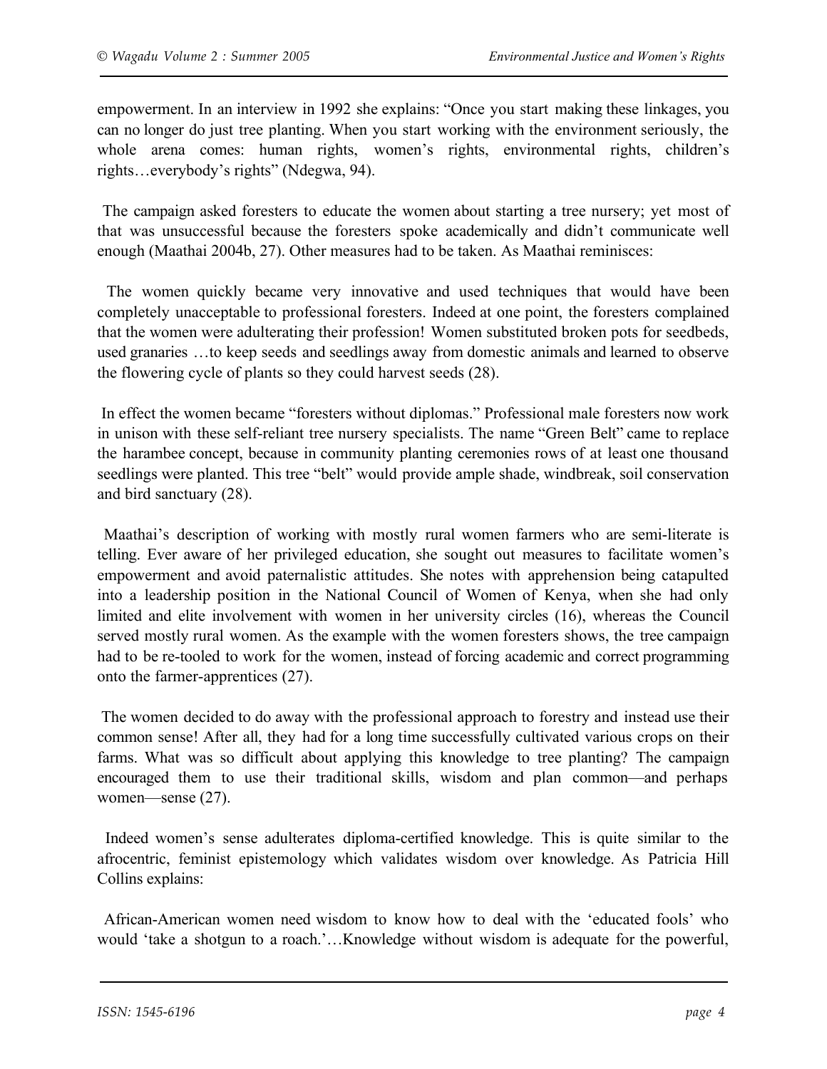empowerment. In an interview in 1992 she explains: "Once you start making these linkages, you can no longer do just tree planting. When you start working with the environment seriously, the whole arena comes: human rights, women's rights, environmental rights, children's rights…everybody's rights" (Ndegwa, 94).

The campaign asked foresters to educate the women about starting a tree nursery; yet most of that was unsuccessful because the foresters spoke academically and didn't communicate well enough (Maathai 2004b, 27). Other measures had to be taken. As Maathai reminisces:

> The women quickly became very innovative and used techniques that would have been completely unacceptable to professional foresters. Indeed at one point, the foresters complained that the women were adulterating their profession! Women substituted broken pots for seedbeds, used granaries …to keep seeds and seedlings away from domestic animals and learned to observe the flowering cycle of plants so they could harvest seeds (28).

In effect the women became "foresters without diplomas." Professional male foresters now work in unison with these self-reliant tree nursery specialists. The name "Green Belt" came to replace the harambee concept, because in community planting ceremonies rows of at least one thousand seedlings were planted. This tree "belt" would provide ample shade, windbreak, soil conservation and bird sanctuary (28).

Maathai's description of working with mostly rural women farmers who are semi-literate is telling. Ever aware of her privileged education, she sought out measures to facilitate women's empowerment and avoid paternalistic attitudes. She notes with apprehension being catapulted into a leadership position in the National Council of Women of Kenya, when she had only limited and elite involvement with women in her university circles (16), whereas the Council served mostly rural women. As the example with the women foresters shows, the tree campaign had to be re-tooled to work for the women, instead of forcing academic and correct programming onto the farmer-apprentices (27).

The women decided to do away with the professional approach to forestry and instead use their common sense! After all, they had for a long time successfully cultivated various crops on their farms. What was so difficult about applying this knowledge to tree planting? The campaign encouraged them to use their traditional skills, wisdom and plan common—and perhaps women—sense (27).

Indeed women's sense adulterates diploma-certified knowledge. This is quite similar to the afrocentric, feminist epistemology which validates wisdom over knowledge. As Patricia Hill Collins explains:

> African-American women need wisdom to know how to deal with the 'educated fools' who would 'take a shotgun to a roach.'…Knowledge without wisdom is adequate for the powerful,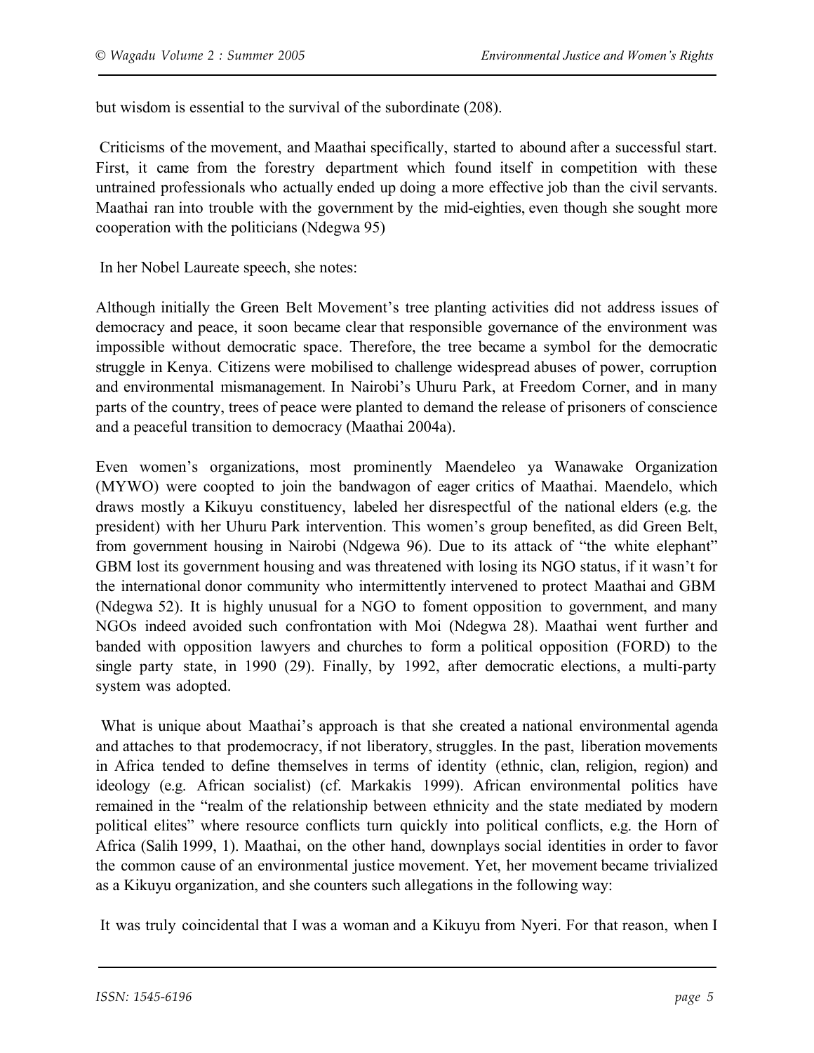but wisdom is essential to the survival of the subordinate (208).

Criticisms of the movement, and Maathai specifically, started to abound after a successful start. First, it came from the forestry department which found itself in competition with these untrained professionals who actually ended up doing a more effective job than the civil servants. Maathai ran into trouble with the government by the mid-eighties, even though she sought more cooperation with the politicians (Ndegwa 95)

In her Nobel Laureate speech, she notes:

Although initially the Green Belt Movement's tree planting activities did not address issues of democracy and peace, it soon became clear that responsible governance of the environment was impossible without democratic space. Therefore, the tree became a symbol for the democratic struggle in Kenya. Citizens were mobilised to challenge widespread abuses of power, corruption and environmental mismanagement. In Nairobi's Uhuru Park, at Freedom Corner, and in many parts of the country, trees of peace were planted to demand the release of prisoners of conscience and a peaceful transition to democracy (Maathai 2004a).

Even women's organizations, most prominently Maendeleo ya Wanawake Organization (MYWO) were coopted to join the bandwagon of eager critics of Maathai. Maendelo, which draws mostly a Kikuyu constituency, labeled her disrespectful of the national elders (e.g. the president) with her Uhuru Park intervention. This women's group benefited, as did Green Belt, from government housing in Nairobi (Ndgewa 96). Due to its attack of "the white elephant" GBM lost its government housing and was threatened with losing its NGO status, if it wasn't for the international donor community who intermittently intervened to protect Maathai and GBM (Ndegwa 52). It is highly unusual for a NGO to foment opposition to government, and many NGOs indeed avoided such confrontation with Moi (Ndegwa 28). Maathai went further and banded with opposition lawyers and churches to form a political opposition (FORD) to the single party state, in 1990 (29). Finally, by 1992, after democratic elections, a multi-party system was adopted.

What is unique about Maathai's approach is that she created a national environmental agenda and attaches to that prodemocracy, if not liberatory, struggles. In the past, liberation movements in Africa tended to define themselves in terms of identity (ethnic, clan, religion, region) and ideology (e.g. African socialist) (cf. Markakis 1999). African environmental politics have remained in the "realm of the relationship between ethnicity and the state mediated by modern political elites" where resource conflicts turn quickly into political conflicts, e.g. the Horn of Africa (Salih 1999, 1). Maathai, on the other hand, downplays social identities in order to favor the common cause of an environmental justice movement. Yet, her movement became trivialized as a Kikuyu organization, and she counters such allegations in the following way:

It was truly coincidental that I was a woman and a Kikuyu from Nyeri. For that reason, when I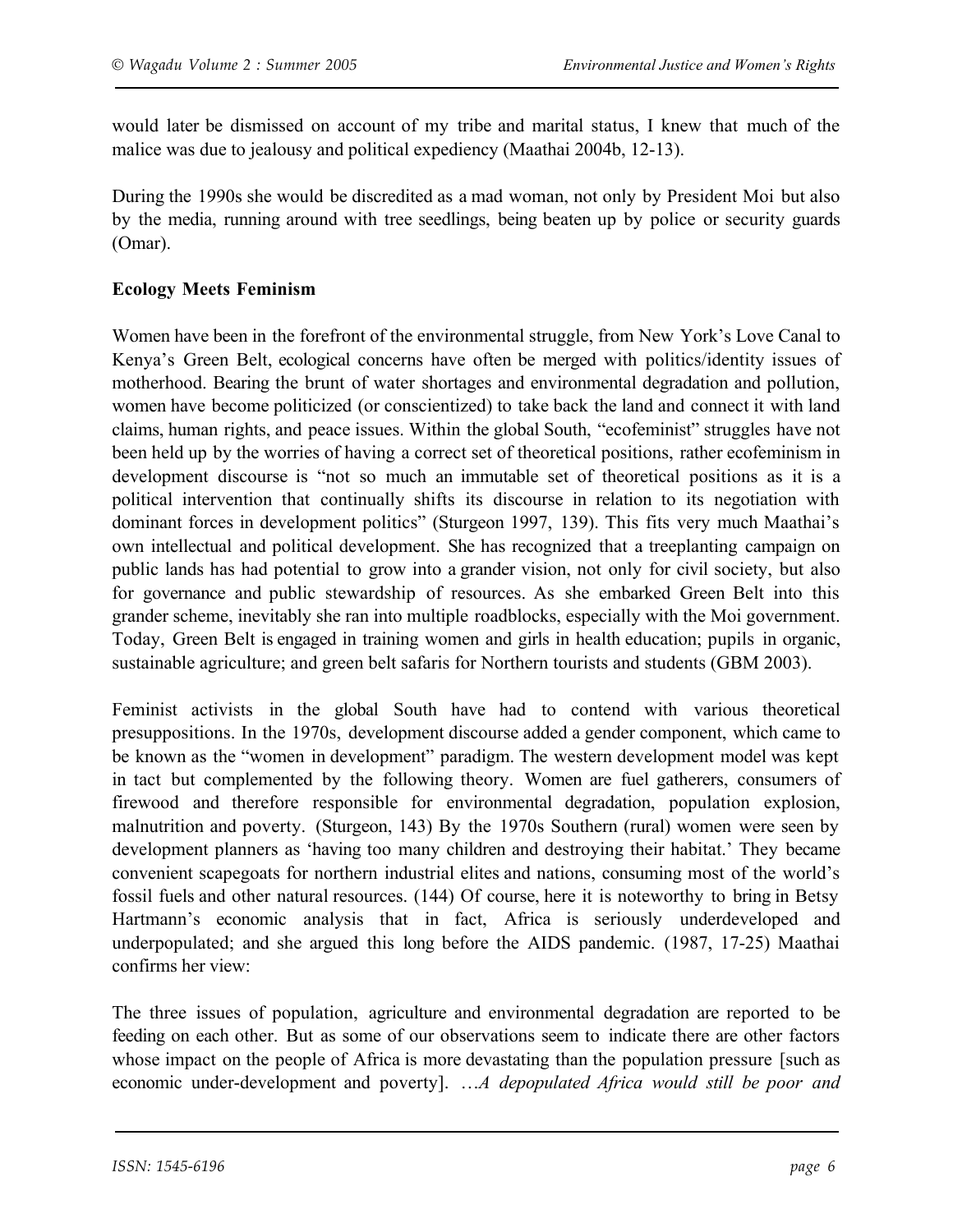would later be dismissed on account of my tribe and marital status, I knew that much of the malice was due to jealousy and political expediency (Maathai 2004b, 12-13).

During the 1990s she would be discredited as a mad woman, not only by President Moi but also by the media, running around with tree seedlings, being beaten up by police or security guards (Omar).

**Ecology Meets Feminism**

Women have been in the forefront of the environmental struggle, from New York's Love Canal to Kenya's Green Belt, ecological concerns have often be merged with politics/identity issues of motherhood. Bearing the brunt of water shortages and environmental degradation and pollution, women have become politicized (or conscientized) to take back the land and connect it with land claims, human rights, and peace issues. Within the global South, "ecofeminist" struggles have not been held up by the worries of having a correct set of theoretical positions, rather ecofeminism in development discourse is "not so much an immutable set of theoretical positions as it is a political intervention that continually shifts its discourse in relation to its negotiation with dominant forces in development politics" (Sturgeon 1997, 139). This fits very much Maathai's own intellectual and political development. She has recognized that a treeplanting campaign on public lands has had potential to grow into a grander vision, not only for civil society, but also for governance and public stewardship of resources. As she embarked Green Belt into this grander scheme, inevitably she ran into multiple roadblocks, especially with the Moi government. Today, Green Belt is engaged in training women and girls in health education; pupils in organic, sustainable agriculture; and green belt safaris for Northern tourists and students (GBM 2003).

Feminist activists in the global South have had to contend with various theoretical presuppositions. In the 1970s, development discourse added a gender component, which came to be known as the "women in development" paradigm. The western development model was kept in tact but complemented by the following theory. Women are fuel gatherers, consumers of firewood and therefore responsible for environmental degradation, population explosion, malnutrition and poverty. (Sturgeon, 143) By the 1970s Southern (rural) women were seen by development planners as 'having too many children and destroying their habitat.' They became convenient scapegoats for northern industrial elites and nations, consuming most of the world's fossil fuels and other natural resources. (144) Of course, here it is noteworthy to bring in Betsy Hartmann's economic analysis that in fact, Africa is seriously underdeveloped and underpopulated; and she argued this long before the AIDS pandemic. (1987, 17-25) Maathai confirms her view:

The three issues of population, agriculture and environmental degradation are reported to be feeding on each other. But as some of our observations seem to indicate there are other factors whose impact on the people of Africa is more devastating than the population pressure [such as economic under-development and poverty]. …*A depopulated Africa would still be poor and*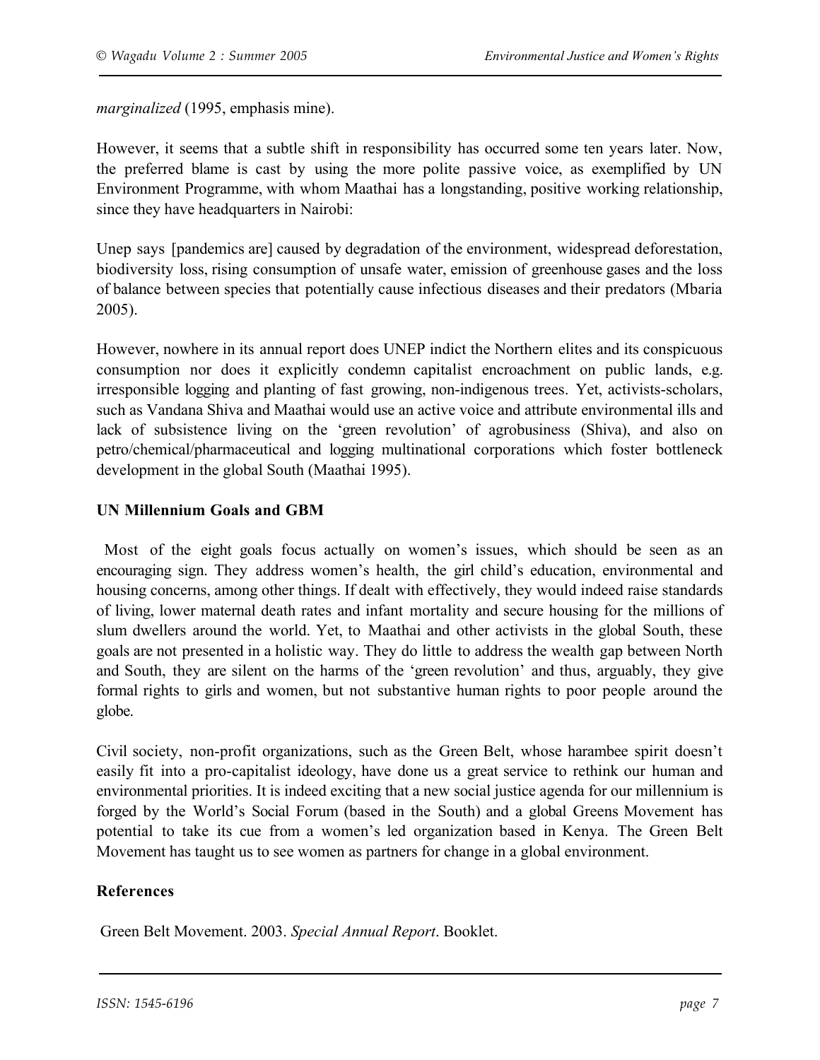*marginalized* (1995, emphasis mine).

However, it seems that a subtle shift in responsibility has occurred some ten years later. Now, the preferred blame is cast by using the more polite passive voice, as exemplified by UN Environment Programme, with whom Maathai has a longstanding, positive working relationship, since they have headquarters in Nairobi:

Unep says [pandemics are] caused by degradation of the environment, widespread deforestation, biodiversity loss, rising consumption of unsafe water, emission of greenhouse gases and the loss of balance between species that potentially cause infectious diseases and their predators (Mbaria 2005).

However, nowhere in its annual report does UNEP indict the Northern elites and its conspicuous consumption nor does it explicitly condemn capitalist encroachment on public lands, e.g. irresponsible logging and planting of fast growing, non-indigenous trees. Yet, activists-scholars, such as Vandana Shiva and Maathai would use an active voice and attribute environmental ills and lack of subsistence living on the 'green revolution' of agrobusiness (Shiva), and also on petro/chemical/pharmaceutical and logging multinational corporations which foster bottleneck development in the global South (Maathai 1995).

**UN Millennium Goals and GBM**

Most of the eight goals focus actually on women's issues, which should be seen as an encouraging sign. They address women's health, the girl child's education, environmental and housing concerns, among other things. If dealt with effectively, they would indeed raise standards of living, lower maternal death rates and infant mortality and secure housing for the millions of slum dwellers around the world. Yet, to Maathai and other activists in the global South, these goals are not presented in a holistic way. They do little to address the wealth gap between North and South, they are silent on the harms of the 'green revolution' and thus, arguably, they give formal rights to girls and women, but not substantive human rights to poor people around the globe.

Civil society, non-profit organizations, such as the Green Belt, whose harambee spirit doesn't easily fit into a pro-capitalist ideology, have done us a great service to rethink our human and environmental priorities. It is indeed exciting that a new social justice agenda for our millennium is forged by the World's Social Forum (based in the South) and a global Greens Movement has potential to take its cue from a women's led organization based in Kenya. The Green Belt Movement has taught us to see women as partners for change in a global environment.

**References**

Green Belt Movement. 2003. *Special Annual Report*. Booklet.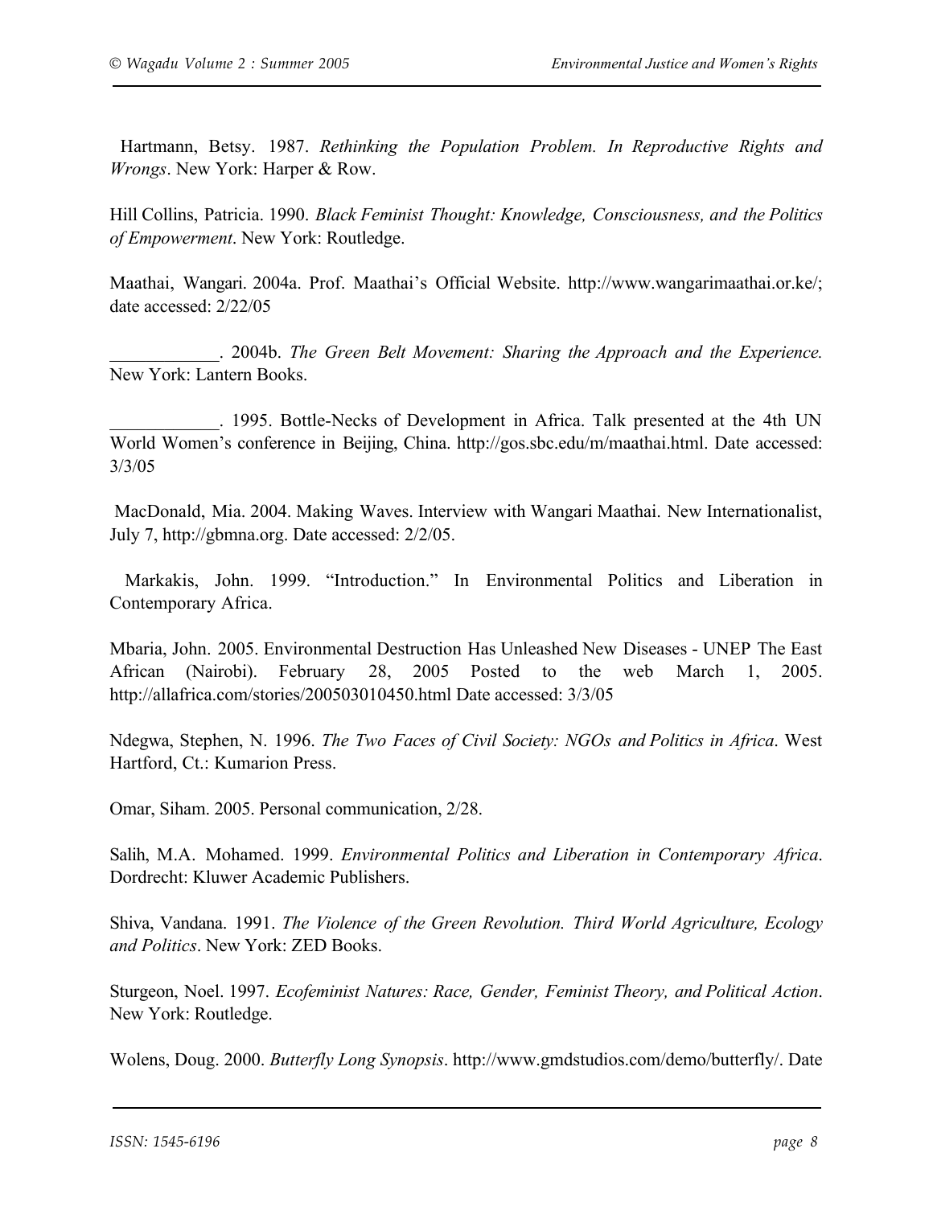Hartmann, Betsy. 1987. *Rethinking the Population Problem. In Reproductive Rights and Wrongs*. New York: Harper & Row.

Hill Collins, Patricia. 1990. *Black Feminist Thought: Knowledge, Consciousness, and the Politics of Empowerment*. New York: Routledge.

Maathai, Wangari. 2004a. Prof. Maathai's Official Website. http://www.wangarimaathai.or.ke/; date accessed: 2/22/05

____________. 2004b. *The Green Belt Movement: Sharing the Approach and the Experience.* New York: Lantern Books.

____________. 1995. Bottle-Necks of Development in Africa. Talk presented at the 4th UN World Women's conference in Beijing, China. http://gos.sbc.edu/m/maathai.html. Date accessed: 3/3/05

MacDonald, Mia. 2004. Making Waves. Interview with Wangari Maathai. New Internationalist, July 7, http://gbmna.org. Date accessed: 2/2/05.

Markakis, John. 1999. "Introduction." In Environmental Politics and Liberation in Contemporary Africa.

Mbaria, John. 2005. Environmental Destruction Has Unleashed New Diseases - UNEP The East African (Nairobi). February 28, 2005 Posted to the web March 1, 2005. http://allafrica.com/stories/200503010450.html Date accessed: 3/3/05

Ndegwa, Stephen, N. 1996. *The Two Faces of Civil Society: NGOs and Politics in Africa*. West Hartford, Ct.: Kumarion Press.

Omar, Siham. 2005. Personal communication, 2/28.

Salih, M.A. Mohamed. 1999. *Environmental Politics and Liberation in Contemporary Africa*. Dordrecht: Kluwer Academic Publishers.

Shiva, Vandana. 1991. *The Violence of the Green Revolution. Third World Agriculture, Ecology and Politics*. New York: ZED Books.

Sturgeon, Noel. 1997. *Ecofeminist Natures: Race, Gender, Feminist Theory, and Political Action*. New York: Routledge.

Wolens, Doug. 2000. *Butterfly Long Synopsis*. http://www.gmdstudios.com/demo/butterfly/. Date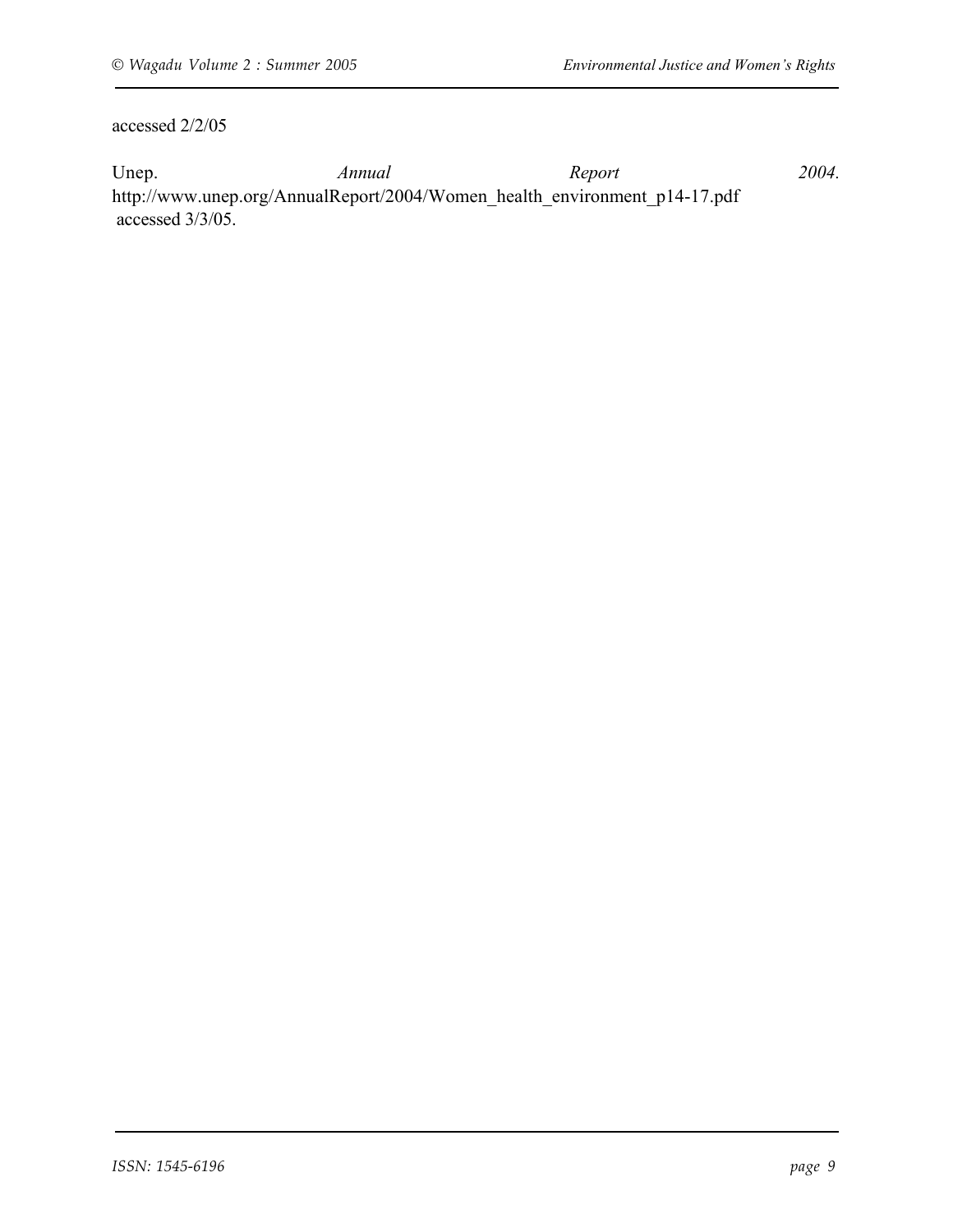accessed 2/2/05

Unep. *Annual Report 2004.* http://www.unep.org/AnnualReport/2004/Women_health_environment_p14-17.pdf accessed 3/3/05.